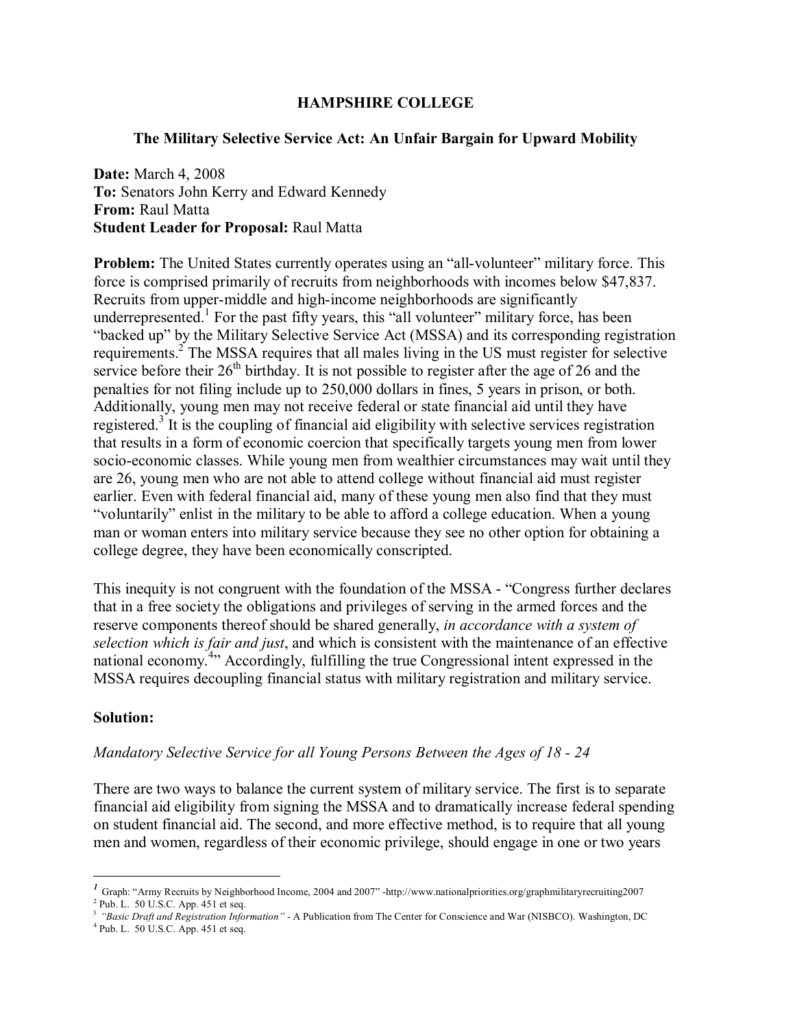# HAMPSHIRE COLLEGE

## The Military Selective Service Act: An Unfair Bargain for Upward Mobility

**Date:** March 4, 2008
**To:** Senators John Kerry and Edward Kennedy
**From:** Raul Matta
**Student Leader for Proposal:** Raul Matta

**Problem:** The United States currently operates using an "all-volunteer" military force. This force is comprised primarily of recruits from neighborhoods with incomes below $47,837. Recruits from upper-middle and high-income neighborhoods are significantly underrepresented.[1] For the past fifty years, this "all volunteer" military force, has been "backed up" by the Military Selective Service Act (MSSA) and its corresponding registration requirements.[2] The MSSA requires that all males living in the US must register for selective service before their 26th birthday. It is not possible to register after the age of 26 and the penalties for not filing include up to 250,000 dollars in fines, 5 years in prison, or both. Additionally, young men may not receive federal or state financial aid until they have registered.[3] It is the coupling of financial aid eligibility with selective services registration that results in a form of economic coercion that specifically targets young men from lower socio-economic classes. While young men from wealthier circumstances may wait until they are 26, young men who are not able to attend college without financial aid must register earlier. Even with federal financial aid, many of these young men also find that they must "voluntarily" enlist in the military to be able to afford a college education. When a young man or woman enters into military service because they see no other option for obtaining a college degree, they have been economically conscripted.

This inequity is not congruent with the foundation of the MSSA - "Congress further declares that in a free society the obligations and privileges of serving in the armed forces and the reserve components thereof should be shared generally, *in accordance with a system of selection which is fair and just*, and which is consistent with the maintenance of an effective national economy.[4]" Accordingly, fulfilling the true Congressional intent expressed in the MSSA requires decoupling financial status with military registration and military service.

**Solution:**

*Mandatory Selective Service for all Young Persons Between the Ages of 18 - 24*

There are two ways to balance the current system of military service. The first is to separate financial aid eligibility from signing the MSSA and to dramatically increase federal spending on student financial aid. The second, and more effective method, is to require that all young men and women, regardless of their economic privilege, should engage in one or two years

---

[1] Graph: "Army Recruits by Neighborhood Income, 2004 and 2007" -http://www.nationalpriorities.org/graphmilitaryrecruiting2007
[2] Pub. L. 50 U.S.C. App. 451 et seq.
[3] *"Basic Draft and Registration Information"* - A Publication from The Center for Conscience and War (NISBCO). Washington, DC
[4] Pub. L. 50 U.S.C. App. 451 et seq.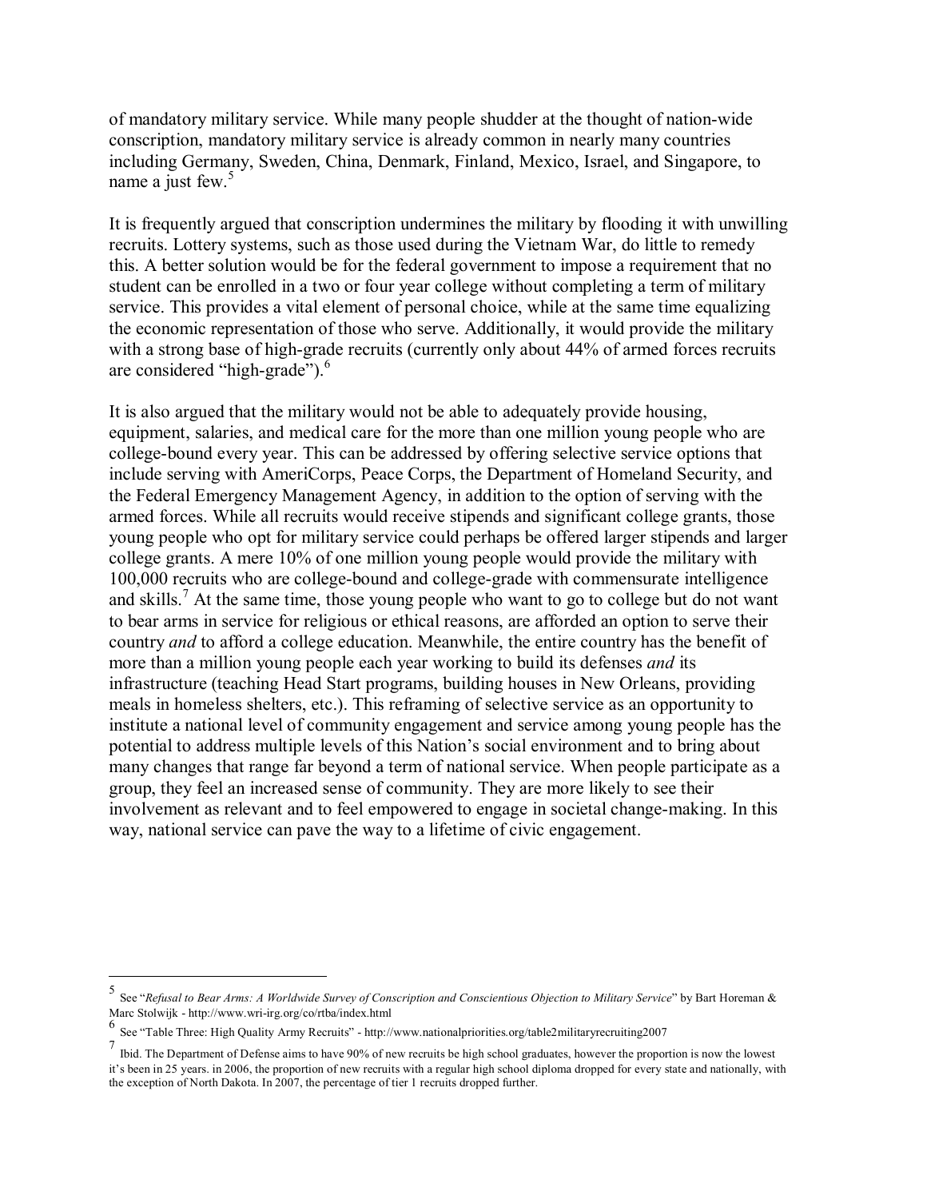of mandatory military service. While many people shudder at the thought of nation-wide conscription, mandatory military service is already common in nearly many countries including Germany, Sweden, China, Denmark, Finland, Mexico, Israel, and Singapore, to name a just few.[5]

It is frequently argued that conscription undermines the military by flooding it with unwilling recruits. Lottery systems, such as those used during the Vietnam War, do little to remedy this. A better solution would be for the federal government to impose a requirement that no student can be enrolled in a two or four year college without completing a term of military service. This provides a vital element of personal choice, while at the same time equalizing the economic representation of those who serve. Additionally, it would provide the military with a strong base of high-grade recruits (currently only about 44% of armed forces recruits are considered "high-grade").[6]

It is also argued that the military would not be able to adequately provide housing, equipment, salaries, and medical care for the more than one million young people who are college-bound every year. This can be addressed by offering selective service options that include serving with AmeriCorps, Peace Corps, the Department of Homeland Security, and the Federal Emergency Management Agency, in addition to the option of serving with the armed forces. While all recruits would receive stipends and significant college grants, those young people who opt for military service could perhaps be offered larger stipends and larger college grants. A mere 10% of one million young people would provide the military with 100,000 recruits who are college-bound and college-grade with commensurate intelligence and skills.[7] At the same time, those young people who want to go to college but do not want to bear arms in service for religious or ethical reasons, are afforded an option to serve their country *and* to afford a college education. Meanwhile, the entire country has the benefit of more than a million young people each year working to build its defenses *and* its infrastructure (teaching Head Start programs, building houses in New Orleans, providing meals in homeless shelters, etc.). This reframing of selective service as an opportunity to institute a national level of community engagement and service among young people has the potential to address multiple levels of this Nation's social environment and to bring about many changes that range far beyond a term of national service. When people participate as a group, they feel an increased sense of community. They are more likely to see their involvement as relevant and to feel empowered to engage in societal change-making. In this way, national service can pave the way to a lifetime of civic engagement.

---

[5] See "*Refusal to Bear Arms: A Worldwide Survey of Conscription and Conscientious Objection to Military Service*" by Bart Horeman & Marc Stolwijk - http://www.wri-irg.org/co/rtba/index.html

[6] See "Table Three: High Quality Army Recruits" - http://www.nationalpriorities.org/table2militaryrecruiting2007

[7] Ibid. The Department of Defense aims to have 90% of new recruits be high school graduates, however the proportion is now the lowest it's been in 25 years. in 2006, the proportion of new recruits with a regular high school diploma dropped for every state and nationally, with the exception of North Dakota. In 2007, the percentage of tier 1 recruits dropped further.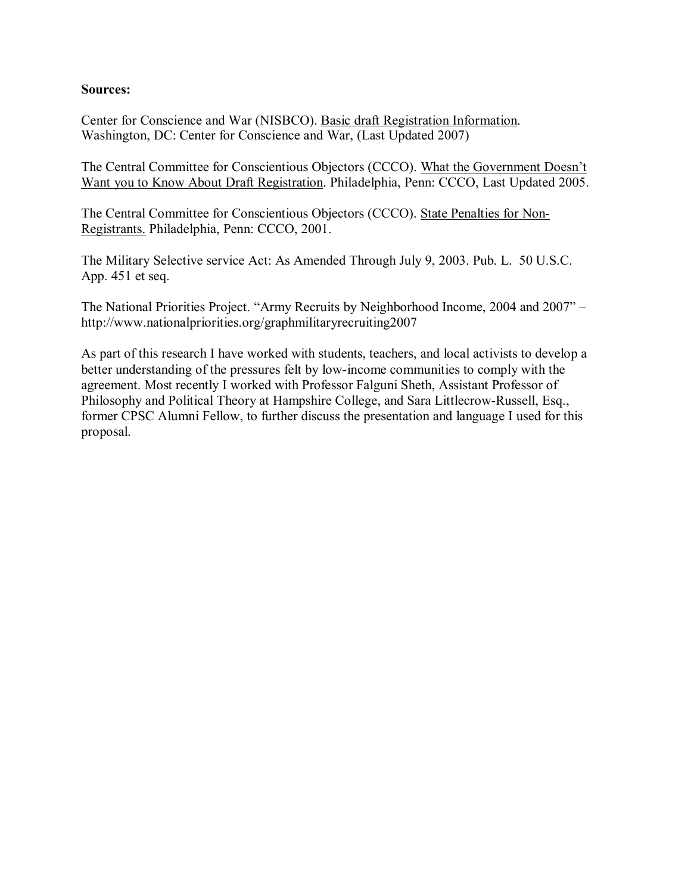**Sources:**

Center for Conscience and War (NISBCO). Basic draft Registration Information. Washington, DC: Center for Conscience and War, (Last Updated 2007)

The Central Committee for Conscientious Objectors (CCCO). What the Government Doesn't Want you to Know About Draft Registration. Philadelphia, Penn: CCCO, Last Updated 2005.

The Central Committee for Conscientious Objectors (CCCO). State Penalties for Non-Registrants. Philadelphia, Penn: CCCO, 2001.

The Military Selective service Act: As Amended Through July 9, 2003. Pub. L. 50 U.S.C. App. 451 et seq.

The National Priorities Project. "Army Recruits by Neighborhood Income, 2004 and 2007" – http://www.nationalpriorities.org/graphmilitaryrecruiting2007

As part of this research I have worked with students, teachers, and local activists to develop a better understanding of the pressures felt by low-income communities to comply with the agreement. Most recently I worked with Professor Falguni Sheth, Assistant Professor of Philosophy and Political Theory at Hampshire College, and Sara Littlecrow-Russell, Esq., former CPSC Alumni Fellow, to further discuss the presentation and language I used for this proposal.